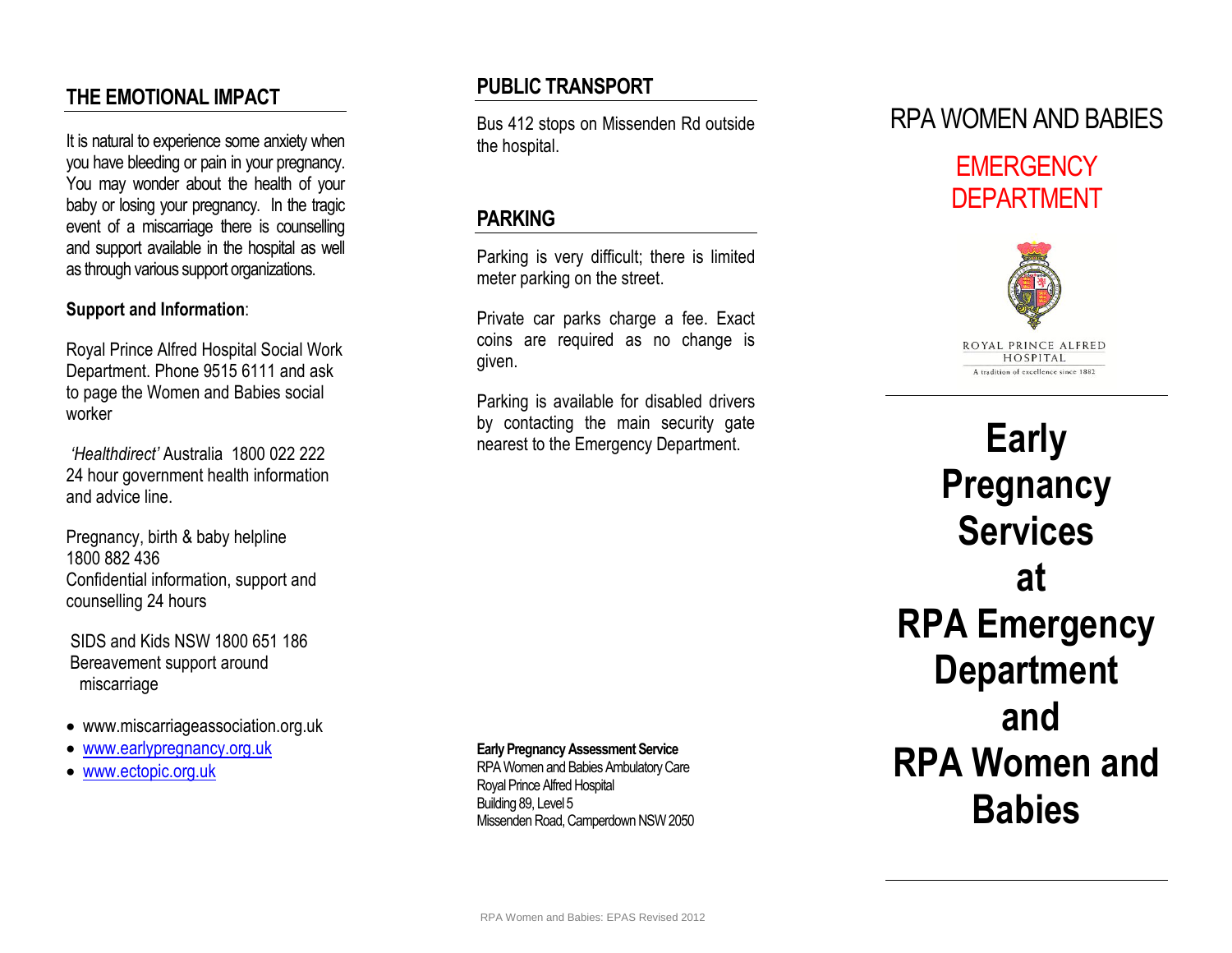## THE EMOTIONAL IMPACT

It is natural to experience some anxiety when you have bleeding or pain in your pregnancy. You may wonder about the health of your baby or losing your pregnancy. In the tragic event of a miscarriage there is counselling and support available in the hospital as well as through various support organizations.

**Support and Information**:

Royal Prince Alfred Hospital Social Work Department. Phone 9515 6111 and ask to page the Women and Babies social worker

*'Healthdirect'* Australia 1800 022 222
24 hour government health information and advice line.

Pregnancy, birth & baby helpline
1800 882 436
Confidential information, support and counselling 24 hours

SIDS and Kids NSW 1800 651 186
Bereavement support around miscarriage

- www.miscarriageassociation.org.uk
- www.earlypregnancy.org.uk
- www.ectopic.org.uk

## PUBLIC TRANSPORT

Bus 412 stops on Missenden Rd outside the hospital.

## PARKING

Parking is very difficult; there is limited meter parking on the street.

Private car parks charge a fee. Exact coins are required as no change is given.

Parking is available for disabled drivers by contacting the main security gate nearest to the Emergency Department.

**Early Pregnancy Assessment Service**
RPA Women and Babies Ambulatory Care
Royal Prince Alfred Hospital
Building 89, Level 5
Missenden Road, Camperdown NSW 2050

RPA Women and Babies: EPAS Revised 2012

RPA WOMEN AND BABIES

EMERGENCY DEPARTMENT

ROYAL PRINCE ALFRED HOSPITAL
A tradition of excellence since 1882

# Early Pregnancy Services at RPA Emergency Department and RPA Women and Babies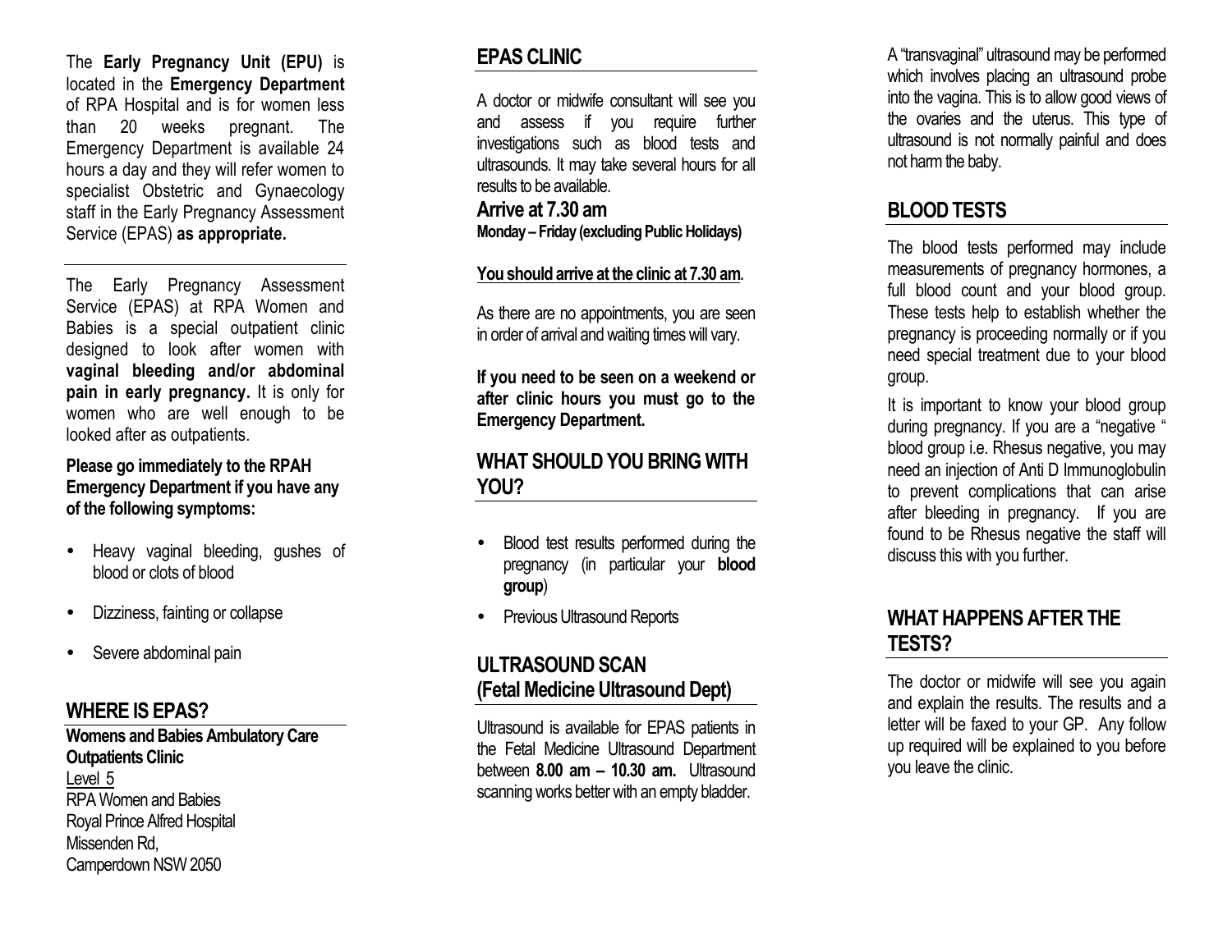The **Early Pregnancy Unit (EPU)** is located in the **Emergency Department** of RPA Hospital and is for women less than 20 weeks pregnant. The Emergency Department is available 24 hours a day and they will refer women to specialist Obstetric and Gynaecology staff in the Early Pregnancy Assessment Service (EPAS) **as appropriate.**

---

The Early Pregnancy Assessment Service (EPAS) at RPA Women and Babies is a special outpatient clinic designed to look after women with **vaginal bleeding and/or abdominal pain in early pregnancy.** It is only for women who are well enough to be looked after as outpatients.

**Please go immediately to the RPAH Emergency Department if you have any of the following symptoms:**

- Heavy vaginal bleeding, gushes of blood or clots of blood
- Dizziness, fainting or collapse
- Severe abdominal pain

## WHERE IS EPAS?

**Womens and Babies Ambulatory Care Outpatients Clinic**
Level 5
RPA Women and Babies
Royal Prince Alfred Hospital
Missenden Rd,
Camperdown NSW 2050

## EPAS CLINIC

A doctor or midwife consultant will see you and assess if you require further investigations such as blood tests and ultrasounds. It may take several hours for all results to be available.

**Arrive at 7.30 am**
**Monday – Friday (excluding Public Holidays)**

**You should arrive at the clinic at 7.30 am.**

As there are no appointments, you are seen in order of arrival and waiting times will vary.

**If you need to be seen on a weekend or after clinic hours you must go to the Emergency Department.**

## WHAT SHOULD YOU BRING WITH YOU?

- Blood test results performed during the pregnancy (in particular your **blood group**)
- Previous Ultrasound Reports

## ULTRASOUND SCAN (Fetal Medicine Ultrasound Dept)

Ultrasound is available for EPAS patients in the Fetal Medicine Ultrasound Department between **8.00 am – 10.30 am.** Ultrasound scanning works better with an empty bladder.

A "transvaginal" ultrasound may be performed which involves placing an ultrasound probe into the vagina. This is to allow good views of the ovaries and the uterus. This type of ultrasound is not normally painful and does not harm the baby.

## BLOOD TESTS

The blood tests performed may include measurements of pregnancy hormones, a full blood count and your blood group. These tests help to establish whether the pregnancy is proceeding normally or if you need special treatment due to your blood group.

It is important to know your blood group during pregnancy. If you are a "negative " blood group i.e. Rhesus negative, you may need an injection of Anti D Immunoglobulin to prevent complications that can arise after bleeding in pregnancy. If you are found to be Rhesus negative the staff will discuss this with you further.

## WHAT HAPPENS AFTER THE TESTS?

The doctor or midwife will see you again and explain the results. The results and a letter will be faxed to your GP. Any follow up required will be explained to you before you leave the clinic.